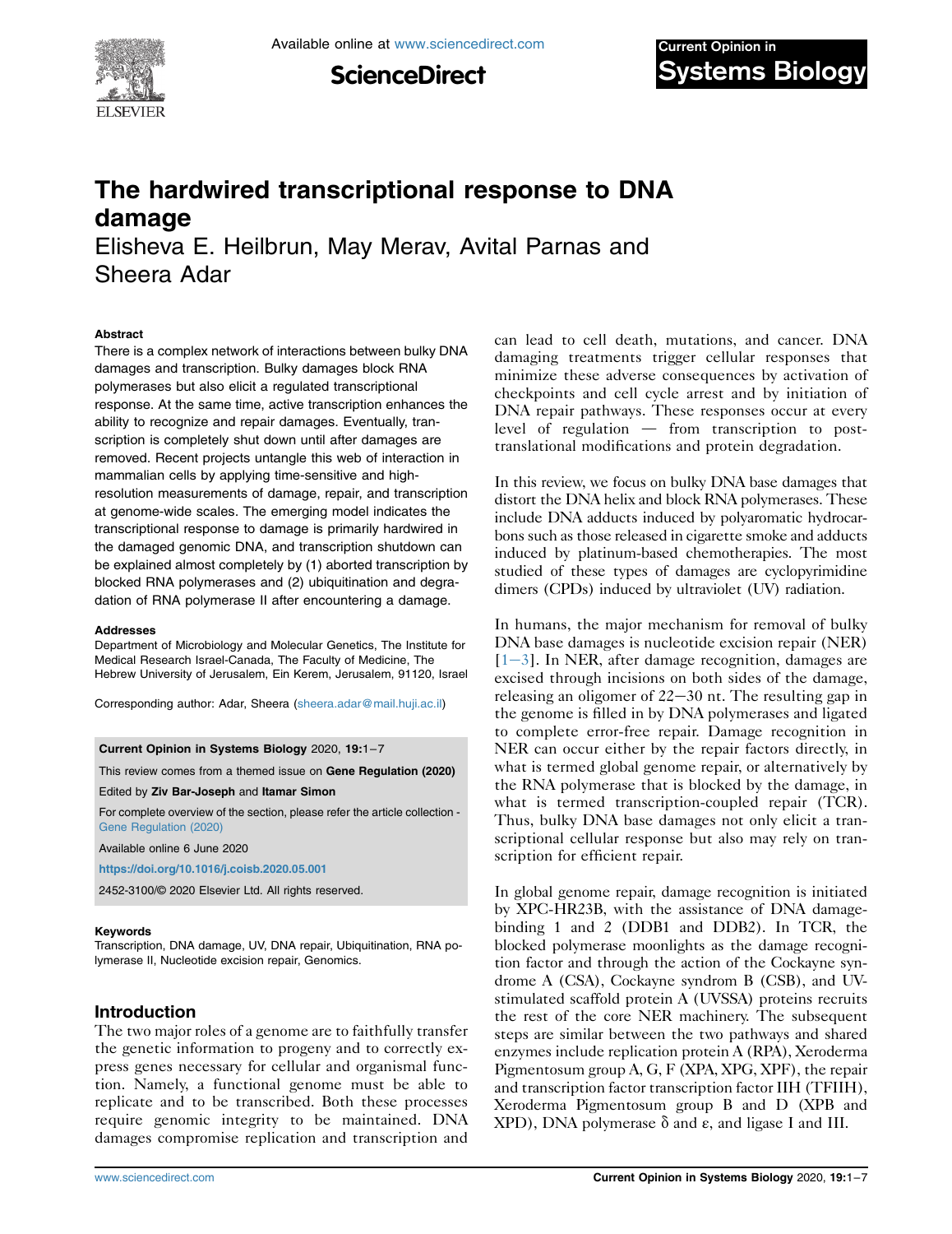# The hardwired transcriptional response to DNA damage

Elisheva E. Heilbrun, May Merav, Avital Parnas and Sheera Adar

### Abstract

There is a complex network of interactions between bulky DNA damages and transcription. Bulky damages block RNA polymerases but also elicit a regulated transcriptional response. At the same time, active transcription enhances the ability to recognize and repair damages. Eventually, transcription is completely shut down until after damages are removed. Recent projects untangle this web of interaction in mammalian cells by applying time-sensitive and high-resolution measurements of damage, repair, and transcription at genome-wide scales. The emerging model indicates the transcriptional response to damage is primarily hardwired in the damaged genomic DNA, and transcription shutdown can be explained almost completely by (1) aborted transcription by blocked RNA polymerases and (2) ubiquitination and degradation of RNA polymerase II after encountering a damage.

### Addresses

Department of Microbiology and Molecular Genetics, The Institute for Medical Research Israel-Canada, The Faculty of Medicine, The Hebrew University of Jerusalem, Ein Kerem, Jerusalem, 91120, Israel

Corresponding author: Adar, Sheera (sheera.adar@mail.huji.ac.il)

**Current Opinion in Systems Biology** 2020, **19**:1–7

This review comes from a themed issue on **Gene Regulation (2020)**

Edited by **Ziv Bar-Joseph** and **Itamar Simon**

For complete overview of the section, please refer the article collection - Gene Regulation (2020)

Available online 6 June 2020

https://doi.org/10.1016/j.coisb.2020.05.001

2452-3100/© 2020 Elsevier Ltd. All rights reserved.

### Keywords

Transcription, DNA damage, UV, DNA repair, Ubiquitination, RNA polymerase II, Nucleotide excision repair, Genomics.

## Introduction

The two major roles of a genome are to faithfully transfer the genetic information to progeny and to correctly express genes necessary for cellular and organismal function. Namely, a functional genome must be able to replicate and to be transcribed. Both these processes require genomic integrity to be maintained. DNA damages compromise replication and transcription and can lead to cell death, mutations, and cancer. DNA damaging treatments trigger cellular responses that minimize these adverse consequences by activation of checkpoints and cell cycle arrest and by initiation of DNA repair pathways. These responses occur at every level of regulation — from transcription to post-translational modifications and protein degradation.

In this review, we focus on bulky DNA base damages that distort the DNA helix and block RNA polymerases. These include DNA adducts induced by polyaromatic hydrocarbons such as those released in cigarette smoke and adducts induced by platinum-based chemotherapies. The most studied of these types of damages are cyclopyrimidine dimers (CPDs) induced by ultraviolet (UV) radiation.

In humans, the major mechanism for removal of bulky DNA base damages is nucleotide excision repair (NER) [1–3]. In NER, after damage recognition, damages are excised through incisions on both sides of the damage, releasing an oligomer of 22–30 nt. The resulting gap in the genome is filled in by DNA polymerases and ligated to complete error-free repair. Damage recognition in NER can occur either by the repair factors directly, in what is termed global genome repair, or alternatively by the RNA polymerase that is blocked by the damage, in what is termed transcription-coupled repair (TCR). Thus, bulky DNA base damages not only elicit a transcriptional cellular response but also may rely on transcription for efficient repair.

In global genome repair, damage recognition is initiated by XPC-HR23B, with the assistance of DNA damage-binding 1 and 2 (DDB1 and DDB2). In TCR, the blocked polymerase moonlights as the damage recognition factor and through the action of the Cockayne syndrome A (CSA), Cockayne syndrome B (CSB), and UV-stimulated scaffold protein A (UVSSA) proteins recruits the rest of the core NER machinery. The subsequent steps are similar between the two pathways and shared enzymes include replication protein A (RPA), Xeroderma Pigmentosum group A, G, F (XPA, XPG, XPF), the repair and transcription factor transcription factor IIH (TFIIH), Xeroderma Pigmentosum group B and D (XPB and XPD), DNA polymerase $\delta$ and $\varepsilon$, and ligase I and III.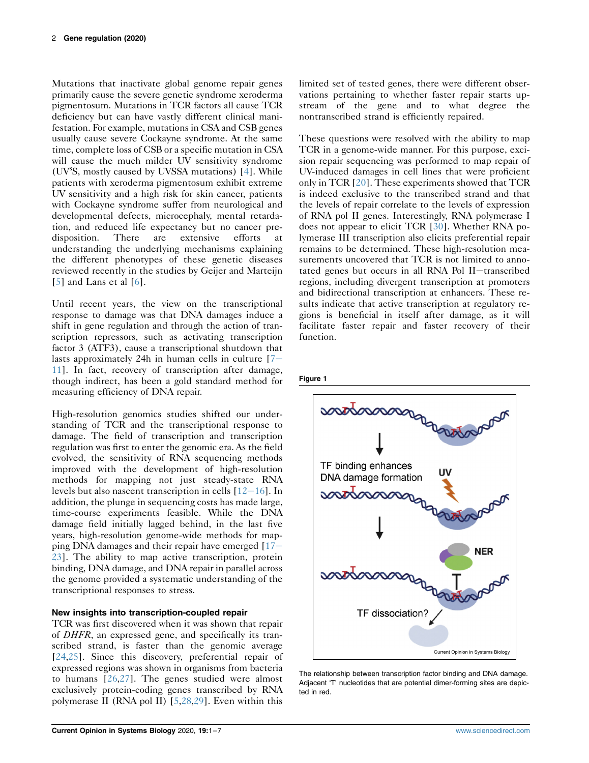Mutations that inactivate global genome repair genes primarily cause the severe genetic syndrome xeroderma pigmentosum. Mutations in TCR factors all cause TCR deficiency but can have vastly different clinical manifestation. For example, mutations in CSA and CSB genes usually cause severe Cockayne syndrome. At the same time, complete loss of CSB or a specific mutation in CSA will cause the much milder UV sensitivity syndrome (UV$^{s}$S, mostly caused by UVSSA mutations) [4]. While patients with xeroderma pigmentosum exhibit extreme UV sensitivity and a high risk for skin cancer, patients with Cockayne syndrome suffer from neurological and developmental defects, microcephaly, mental retardation, and reduced life expectancy but no cancer predisposition. There are extensive efforts at understanding the underlying mechanisms explaining the different phenotypes of these genetic diseases reviewed recently in the studies by Geijer and Marteijn [5] and Lans et al [6].

Until recent years, the view on the transcriptional response to damage was that DNA damages induce a shift in gene regulation and through the action of transcription repressors, such as activating transcription factor 3 (ATF3), cause a transcriptional shutdown that lasts approximately 24h in human cells in culture [7–11]. In fact, recovery of transcription after damage, though indirect, has been a gold standard method for measuring efficiency of DNA repair.

High-resolution genomics studies shifted our understanding of TCR and the transcriptional response to damage. The field of transcription and transcription regulation was first to enter the genomic era. As the field evolved, the sensitivity of RNA sequencing methods improved with the development of high-resolution methods for mapping not just steady-state RNA levels but also nascent transcription in cells [12–16]. In addition, the plunge in sequencing costs has made large, time-course experiments feasible. While the DNA damage field initially lagged behind, in the last five years, high-resolution genome-wide methods for mapping DNA damages and their repair have emerged [17–23]. The ability to map active transcription, protein binding, DNA damage, and DNA repair in parallel across the genome provided a systematic understanding of the transcriptional responses to stress.

### New insights into transcription-coupled repair

TCR was first discovered when it was shown that repair of *DHFR*, an expressed gene, and specifically its transcribed strand, is faster than the genomic average [24,25]. Since this discovery, preferential repair of expressed regions was shown in organisms from bacteria to humans [26,27]. The genes studied were almost exclusively protein-coding genes transcribed by RNA polymerase II (RNA pol II) [5,28,29]. Even within this limited set of tested genes, there were different observations pertaining to whether faster repair starts upstream of the gene and to what degree the nontranscribed strand is efficiently repaired.

These questions were resolved with the ability to map TCR in a genome-wide manner. For this purpose, excision repair sequencing was performed to map repair of UV-induced damages in cell lines that were proficient only in TCR [20]. These experiments showed that TCR is indeed exclusive to the transcribed strand and that the levels of repair correlate to the levels of expression of RNA pol II genes. Interestingly, RNA polymerase I does not appear to elicit TCR [30]. Whether RNA polymerase III transcription also elicits preferential repair remains to be determined. These high-resolution measurements uncovered that TCR is not limited to annotated genes but occurs in all RNA Pol II–transcribed regions, including divergent transcription at promoters and bidirectional transcription at enhancers. These results indicate that active transcription at regulatory regions is beneficial in itself after damage, as it will facilitate faster repair and faster recovery of their function.

**Figure 1**

The relationship between transcription factor binding and DNA damage. Adjacent 'T' nucleotides that are potential dimer-forming sites are depicted in red.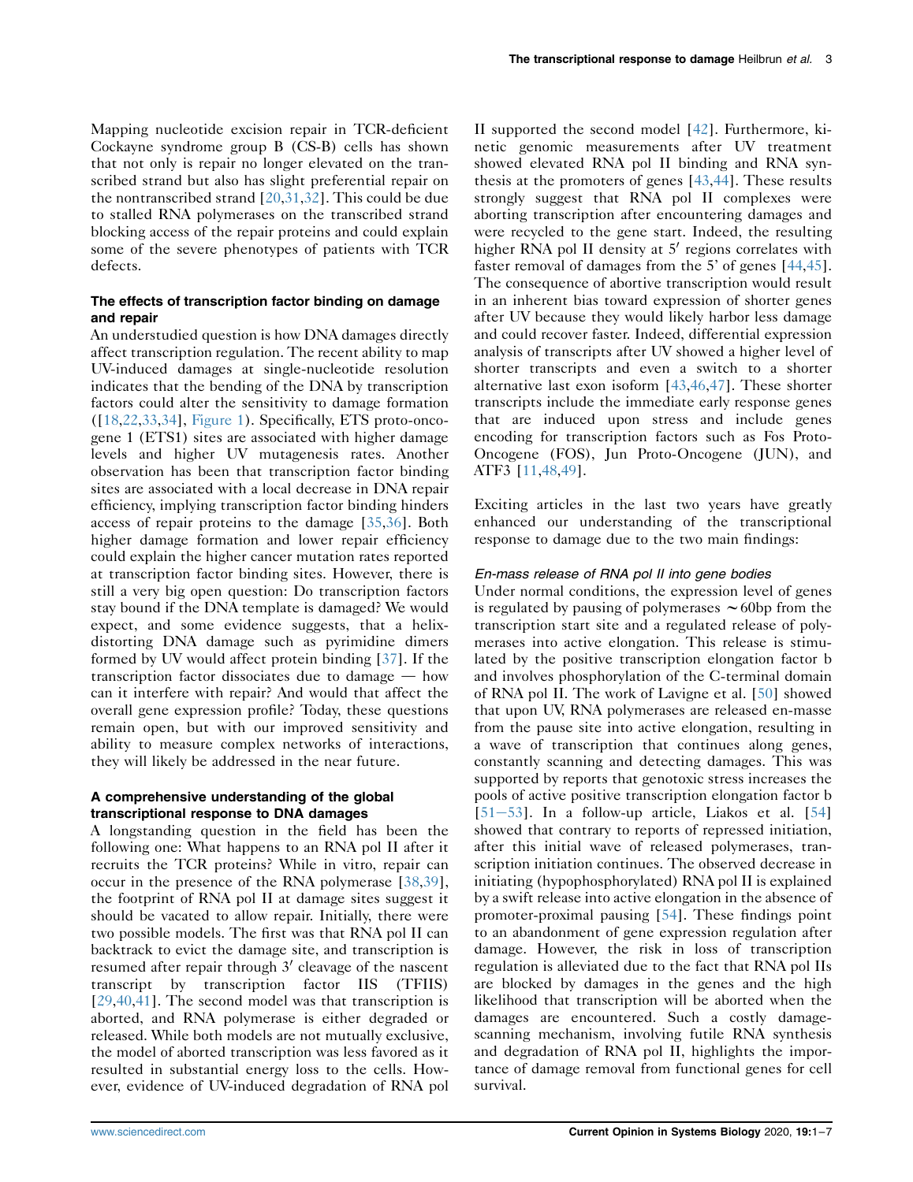Mapping nucleotide excision repair in TCR-deficient Cockayne syndrome group B (CS-B) cells has shown that not only is repair no longer elevated on the transcribed strand but also has slight preferential repair on the nontranscribed strand [20,31,32]. This could be due to stalled RNA polymerases on the transcribed strand blocking access of the repair proteins and could explain some of the severe phenotypes of patients with TCR defects.

### The effects of transcription factor binding on damage and repair

An understudied question is how DNA damages directly affect transcription regulation. The recent ability to map UV-induced damages at single-nucleotide resolution indicates that the bending of the DNA by transcription factors could alter the sensitivity to damage formation ([18,22,33,34], Figure 1). Specifically, ETS proto-oncogene 1 (ETS1) sites are associated with higher damage levels and higher UV mutagenesis rates. Another observation has been that transcription factor binding sites are associated with a local decrease in DNA repair efficiency, implying transcription factor binding hinders access of repair proteins to the damage [35,36]. Both higher damage formation and lower repair efficiency could explain the higher cancer mutation rates reported at transcription factor binding sites. However, there is still a very big open question: Do transcription factors stay bound if the DNA template is damaged? We would expect, and some evidence suggests, that a helix-distorting DNA damage such as pyrimidine dimers formed by UV would affect protein binding [37]. If the transcription factor dissociates due to damage — how can it interfere with repair? And would that affect the overall gene expression profile? Today, these questions remain open, but with our improved sensitivity and ability to measure complex networks of interactions, they will likely be addressed in the near future.

### A comprehensive understanding of the global transcriptional response to DNA damages

A longstanding question in the field has been the following one: What happens to an RNA pol II after it recruits the TCR proteins? While in vitro, repair can occur in the presence of the RNA polymerase [38,39], the footprint of RNA pol II at damage sites suggest it should be vacated to allow repair. Initially, there were two possible models. The first was that RNA pol II can backtrack to evict the damage site, and transcription is resumed after repair through 3′ cleavage of the nascent transcript by transcription factor IIS (TFIIS) [29,40,41]. The second model was that transcription is aborted, and RNA polymerase is either degraded or released. While both models are not mutually exclusive, the model of aborted transcription was less favored as it resulted in substantial energy loss to the cells. However, evidence of UV-induced degradation of RNA pol II supported the second model [42]. Furthermore, kinetic genomic measurements after UV treatment showed elevated RNA pol II binding and RNA synthesis at the promoters of genes [43,44]. These results strongly suggest that RNA pol II complexes were aborting transcription after encountering damages and were recycled to the gene start. Indeed, the resulting higher RNA pol II density at 5′ regions correlates with faster removal of damages from the 5' of genes [44,45]. The consequence of abortive transcription would result in an inherent bias toward expression of shorter genes after UV because they would likely harbor less damage and could recover faster. Indeed, differential expression analysis of transcripts after UV showed a higher level of shorter transcripts and even a switch to a shorter alternative last exon isoform [43,46,47]. These shorter transcripts include the immediate early response genes that are induced upon stress and include genes encoding for transcription factors such as Fos Proto-Oncogene (FOS), Jun Proto-Oncogene (JUN), and ATF3 [11,48,49].

Exciting articles in the last two years have greatly enhanced our understanding of the transcriptional response to damage due to the two main findings:

#### *En-mass release of RNA pol II into gene bodies*

Under normal conditions, the expression level of genes is regulated by pausing of polymerases ~60bp from the transcription start site and a regulated release of polymerases into active elongation. This release is stimulated by the positive transcription elongation factor b and involves phosphorylation of the C-terminal domain of RNA pol II. The work of Lavigne et al. [50] showed that upon UV, RNA polymerases are released en-masse from the pause site into active elongation, resulting in a wave of transcription that continues along genes, constantly scanning and detecting damages. This was supported by reports that genotoxic stress increases the pools of active positive transcription elongation factor b [51–53]. In a follow-up article, Liakos et al. [54] showed that contrary to reports of repressed initiation, after this initial wave of released polymerases, transcription initiation continues. The observed decrease in initiating (hypophosphorylated) RNA pol II is explained by a swift release into active elongation in the absence of promoter-proximal pausing [54]. These findings point to an abandonment of gene expression regulation after damage. However, the risk in loss of transcription regulation is alleviated due to the fact that RNA pol IIs are blocked by damages in the genes and the high likelihood that transcription will be aborted when the damages are encountered. Such a costly damage-scanning mechanism, involving futile RNA synthesis and degradation of RNA pol II, highlights the importance of damage removal from functional genes for cell survival.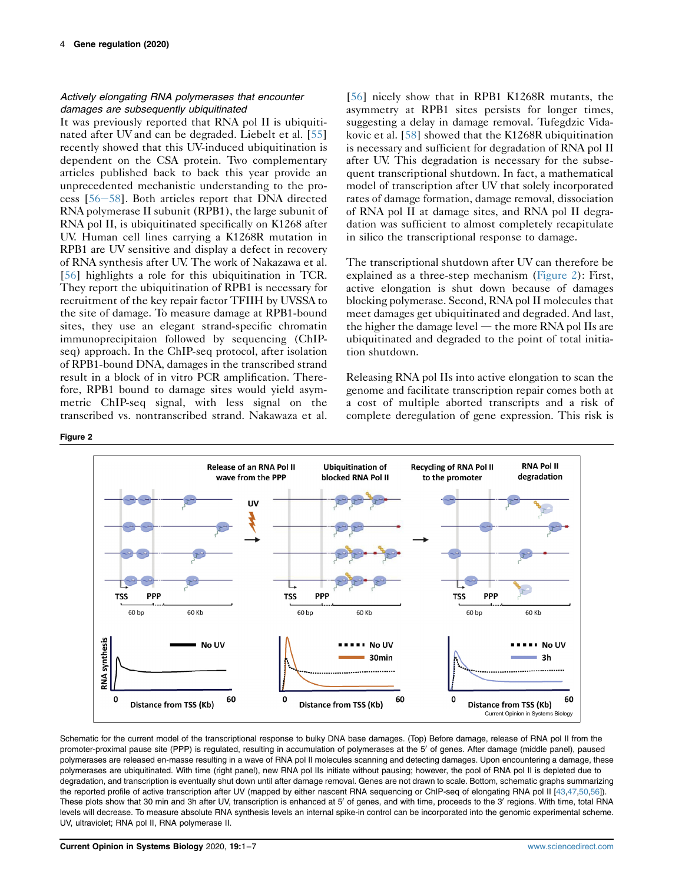### *Actively elongating RNA polymerases that encounter damages are subsequently ubiquitinated*

It was previously reported that RNA pol II is ubiquitinated after UV and can be degraded. Liebelt et al. [55] recently showed that this UV-induced ubiquitination is dependent on the CSA protein. Two complementary articles published back to back this year provide an unprecedented mechanistic understanding to the process [56–58]. Both articles report that DNA directed RNA polymerase II subunit (RPB1), the large subunit of RNA pol II, is ubiquitinated specifically on K1268 after UV. Human cell lines carrying a K1268R mutation in RPB1 are UV sensitive and display a defect in recovery of RNA synthesis after UV. The work of Nakazawa et al. [56] highlights a role for this ubiquitination in TCR. They report the ubiquitination of RPB1 is necessary for recruitment of the key repair factor TFIIH by UVSSA to the site of damage. To measure damage at RPB1-bound sites, they use an elegant strand-specific chromatin immunoprecipitaion followed by sequencing (ChIP-seq) approach. In the ChIP-seq protocol, after isolation of RPB1-bound DNA, damages in the transcribed strand result in a block of in vitro PCR amplification. Therefore, RPB1 bound to damage sites would yield asymmetric ChIP-seq signal, with less signal on the transcribed vs. nontranscribed strand. Nakawaza et al. [56] nicely show that in RPB1 K1268R mutants, the asymmetry at RPB1 sites persists for longer times, suggesting a delay in damage removal. Tufegdzic Vidakovic et al. [58] showed that the K1268R ubiquitination is necessary and sufficient for degradation of RNA pol II after UV. This degradation is necessary for the subsequent transcriptional shutdown. In fact, a mathematical model of transcription after UV that solely incorporated rates of damage formation, damage removal, dissociation of RNA pol II at damage sites, and RNA pol II degradation was sufficient to almost completely recapitulate in silico the transcriptional response to damage.

The transcriptional shutdown after UV can therefore be explained as a three-step mechanism (Figure 2): First, active elongation is shut down because of damages blocking polymerase. Second, RNA pol II molecules that meet damages get ubiquitinated and degraded. And last, the higher the damage level — the more RNA pol IIs are ubiquitinated and degraded to the point of total initiation shutdown.

Releasing RNA pol IIs into active elongation to scan the genome and facilitate transcription repair comes both at a cost of multiple aborted transcripts and a risk of complete deregulation of gene expression. This risk is

**Figure 2**

Schematic for the current model of the transcriptional response to bulky DNA base damages. (Top) Before damage, release of RNA pol II from the promoter-proximal pause site (PPP) is regulated, resulting in accumulation of polymerases at the 5′ of genes. After damage (middle panel), paused polymerases are released en-masse resulting in a wave of RNA pol II molecules scanning and detecting damages. Upon encountering a damage, these polymerases are ubiquitinated. With time (right panel), new RNA pol IIs initiate without pausing; however, the pool of RNA pol II is depleted due to degradation, and transcription is eventually shut down until after damage removal. Genes are not drawn to scale. Bottom, schematic graphs summarizing the reported profile of active transcription after UV (mapped by either nascent RNA sequencing or ChIP-seq of elongating RNA pol II [43,47,50,56]). These plots show that 30 min and 3h after UV, transcription is enhanced at 5′ of genes, and with time, proceeds to the 3′ regions. With time, total RNA levels will decrease. To measure absolute RNA synthesis levels an internal spike-in control can be incorporated into the genomic experimental scheme. UV, ultraviolet; RNA pol II, RNA polymerase II.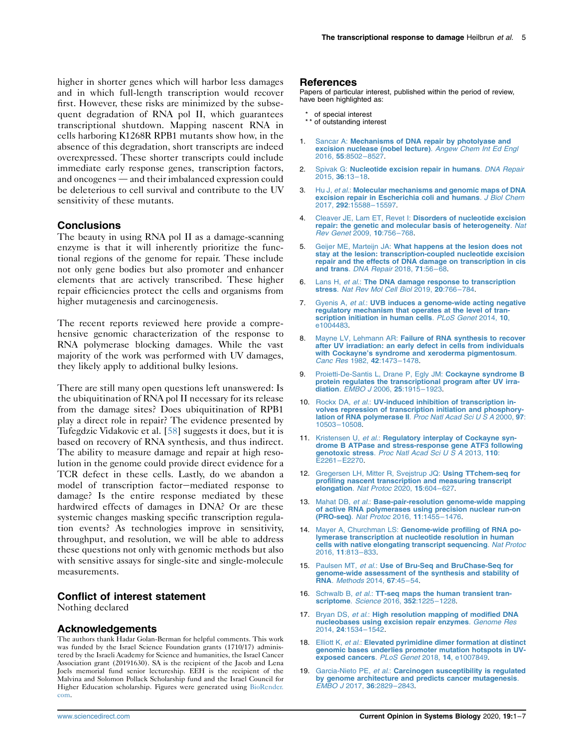higher in shorter genes which will harbor less damages and in which full-length transcription would recover first. However, these risks are minimized by the subsequent degradation of RNA pol II, which guarantees transcriptional shutdown. Mapping nascent RNA in cells harboring K1268R RPB1 mutants show how, in the absence of this degradation, short transcripts are indeed overexpressed. These shorter transcripts could include immediate early response genes, transcription factors, and oncogenes — and their imbalanced expression could be deleterious to cell survival and contribute to the UV sensitivity of these mutants.

## Conclusions

The beauty in using RNA pol II as a damage-scanning enzyme is that it will inherently prioritize the functional regions of the genome for repair. These include not only gene bodies but also promoter and enhancer elements that are actively transcribed. These higher repair efficiencies protect the cells and organisms from higher mutagenesis and carcinogenesis.

The recent reports reviewed here provide a comprehensive genomic characterization of the response to RNA polymerase blocking damages. While the vast majority of the work was performed with UV damages, they likely apply to additional bulky lesions.

There are still many open questions left unanswered: Is the ubiquitination of RNA pol II necessary for its release from the damage sites? Does ubiquitination of RPB1 play a direct role in repair? The evidence presented by Tufegdzic Vidakovic et al. [58] suggests it does, but it is based on recovery of RNA synthesis, and thus indirect. The ability to measure damage and repair at high resolution in the genome could provide direct evidence for a TCR defect in these cells. Lastly, do we abandon a model of transcription factor–mediated response to damage? Is the entire response mediated by these hardwired effects of damages in DNA? Or are these systemic changes masking specific transcription regulation events? As technologies improve in sensitivity, throughput, and resolution, we will be able to address these questions not only with genomic methods but also with sensitive assays for single-site and single-molecule measurements.

## Conflict of interest statement

Nothing declared

## Acknowledgements

The authors thank Hadar Golan-Berman for helpful comments. This work was funded by the Israel Science Foundation grants (1710/17) administered by the Israeli Academy for Science and humanities, the Israel Cancer Association grant (20191630). SA is the recipient of the Jacob and Lena Joels memorial fund senior lectureship. EEH is the recipient of the Malvina and Solomon Pollack Scholarship fund and the Israel Council for Higher Education scholarship. Figures were generated using BioRender.com.

## References

Papers of particular interest, published within the period of review, have been highlighted as:

* of special interest
* * of outstanding interest

1. Sancar A: **Mechanisms of DNA repair by photolyase and excision nuclease (nobel lecture)**. *Angew Chem Int Ed Engl* 2016, **55**:8502–8527.
2. Spivak G: **Nucleotide excision repair in humans**. *DNA Repair* 2015, **36**:13–18.
3. Hu J, *et al.*: **Molecular mechanisms and genomic maps of DNA excision repair in Escherichia coli and humans**. *J Biol Chem* 2017, **292**:15588–15597.
4. Cleaver JE, Lam ET, Revet I: **Disorders of nucleotide excision repair: the genetic and molecular basis of heterogeneity**. *Nat Rev Genet* 2009, **10**:756–768.
5. Geijer ME, Marteijn JA: **What happens at the lesion does not stay at the lesion: transcription-coupled nucleotide excision repair and the effects of DNA damage on transcription in cis and trans**. *DNA Repair* 2018, **71**:56–68.
6. Lans H, *et al.*: **The DNA damage response to transcription stress**. *Nat Rev Mol Cell Biol* 2019, **20**:766–784.
7. Gyenis A, *et al.*: **UVB induces a genome-wide acting negative regulatory mechanism that operates at the level of transcription initiation in human cells**. *PLoS Genet* 2014, **10**, e1004483.
8. Mayne LV, Lehmann AR: **Failure of RNA synthesis to recover after UV irradiation: an early defect in cells from individuals with Cockayne's syndrome and xeroderma pigmentosum**. *Canc Res* 1982, **42**:1473–1478.
9. Proietti-De-Santis L, Drane P, Egly JM: **Cockayne syndrome B protein regulates the transcriptional program after UV irradiation**. *EMBO J* 2006, **25**:1915–1923.
10. Rockx DA, *et al.*: **UV-induced inhibition of transcription involves repression of transcription initiation and phosphorylation of RNA polymerase II**. *Proc Natl Acad Sci U S A* 2000, **97**: 10503–10508.
11. Kristensen U, *et al.*: **Regulatory interplay of Cockayne syndrome B ATPase and stress-response gene ATF3 following genotoxic stress**. *Proc Natl Acad Sci U S A* 2013, **110**: E2261–E2270.
12. Gregersen LH, Mitter R, Svejstrup JQ: **Using TTchem-seq for profiling nascent transcription and measuring transcript elongation**. *Nat Protoc* 2020, **15**:604–627.
13. Mahat DB, *et al.*: **Base-pair-resolution genome-wide mapping of active RNA polymerases using precision nuclear run-on (PRO-seq)**. *Nat Protoc* 2016, **11**:1455–1476.
14. Mayer A, Churchman LS: **Genome-wide profiling of RNA polymerase transcription at nucleotide resolution in human cells with native elongating transcript sequencing**. *Nat Protoc* 2016, **11**:813–833.
15. Paulsen MT, *et al.*: **Use of Bru-Seq and BruChase-Seq for genome-wide assessment of the synthesis and stability of RNA**. *Methods* 2014, **67**:45–54.
16. Schwalb B, *et al.*: **TT-seq maps the human transient transcriptome**. *Science* 2016, **352**:1225–1228.
17. Bryan DS, *et al.*: **High resolution mapping of modified DNA nucleobases using excision repair enzymes**. *Genome Res* 2014, **24**:1534–1542.
18. Elliott K, *et al.*: **Elevated pyrimidine dimer formation at distinct genomic bases underlies promoter mutation hotspots in UV-exposed cancers**. *PLoS Genet* 2018, **14**, e1007849.
19. Garcia-Nieto PE, *et al.*: **Carcinogen susceptibility is regulated by genome architecture and predicts cancer mutagenesis**. *EMBO J* 2017, **36**:2829–2843.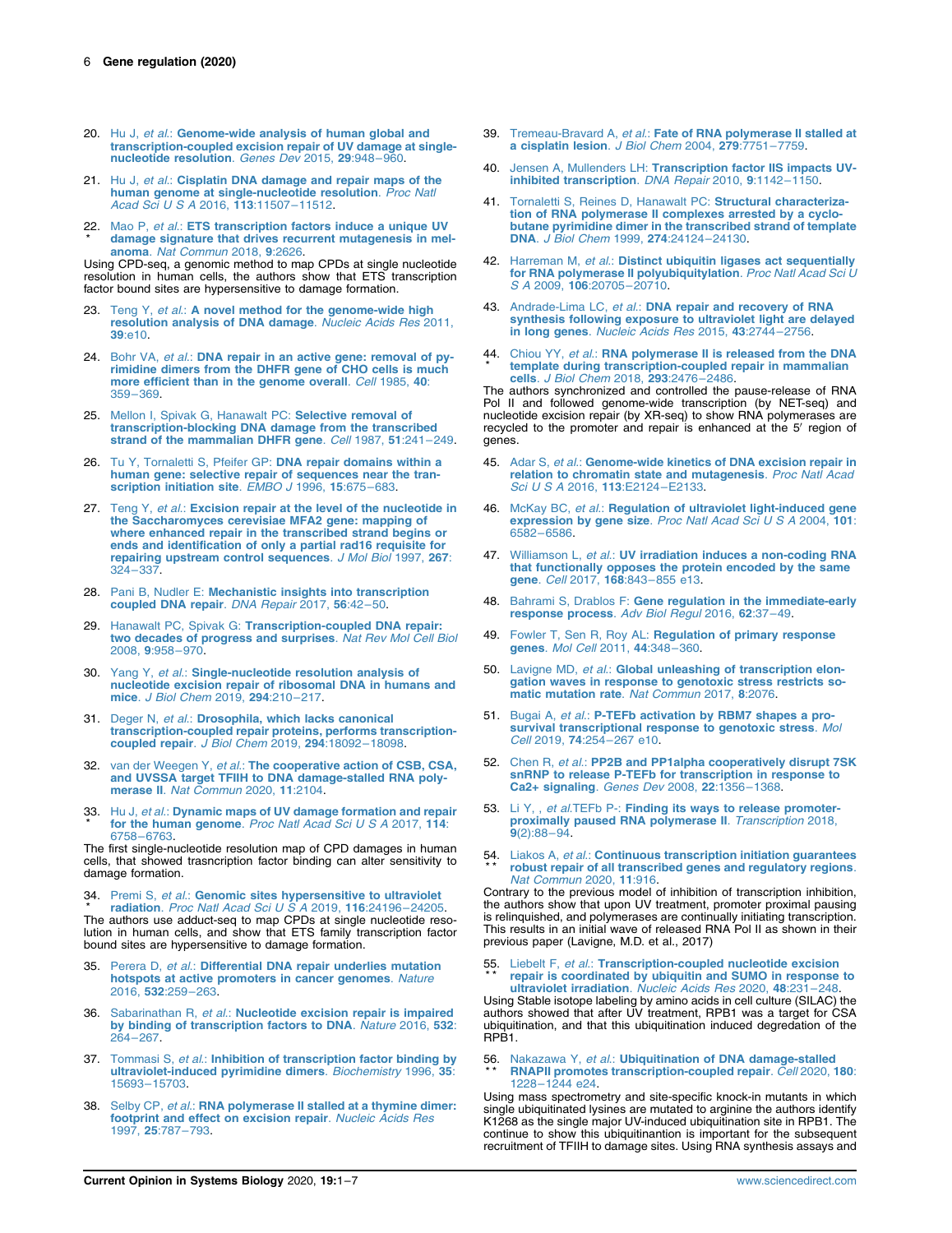20. Hu J, *et al.*: **Genome-wide analysis of human global and transcription-coupled excision repair of UV damage at single-nucleotide resolution**. *Genes Dev* 2015, **29**:948–960.

21. Hu J, *et al.*: **Cisplatin DNA damage and repair maps of the human genome at single-nucleotide resolution**. *Proc Natl Acad Sci U S A* 2016, **113**:11507–11512.

22. * Mao P, *et al.*: **ETS transcription factors induce a unique UV damage signature that drives recurrent mutagenesis in melanoma**. *Nat Commun* 2018, **9**:2626.

Using CPD-seq, a genomic method to map CPDs at single nucleotide resolution in human cells, the authors show that ETS transcription factor bound sites are hypersensitive to damage formation.

23. Teng Y, *et al.*: **A novel method for the genome-wide high resolution analysis of DNA damage**. *Nucleic Acids Res* 2011, **39**:e10.

24. Bohr VA, *et al.*: **DNA repair in an active gene: removal of pyrimidine dimers from the DHFR gene of CHO cells is much more efficient than in the genome overall**. *Cell* 1985, **40**: 359–369.

25. Mellon I, Spivak G, Hanawalt PC: **Selective removal of transcription-blocking DNA damage from the transcribed strand of the mammalian DHFR gene**. *Cell* 1987, **51**:241–249.

26. Tu Y, Tornaletti S, Pfeifer GP: **DNA repair domains within a human gene: selective repair of sequences near the transcription initiation site**. *EMBO J* 1996, **15**:675–683.

27. Teng Y, *et al.*: **Excision repair at the level of the nucleotide in the Saccharomyces cerevisiae MFA2 gene: mapping of where enhanced repair in the transcribed strand begins or ends and identification of only a partial rad16 requisite for repairing upstream control sequences**. *J Mol Biol* 1997, **267**: 324–337.

28. Pani B, Nudler E: **Mechanistic insights into transcription coupled DNA repair**. *DNA Repair* 2017, **56**:42–50.

29. Hanawalt PC, Spivak G: **Transcription-coupled DNA repair: two decades of progress and surprises**. *Nat Rev Mol Cell Biol* 2008, **9**:958–970.

30. Yang Y, *et al.*: **Single-nucleotide resolution analysis of nucleotide excision repair of ribosomal DNA in humans and mice**. *J Biol Chem* 2019, **294**:210–217.

31. Deger N, *et al.*: **Drosophila, which lacks canonical transcription-coupled repair proteins, performs transcription-coupled repair**. *J Biol Chem* 2019, **294**:18092–18098.

32. van der Weegen Y, *et al.*: **The cooperative action of CSB, CSA, and UVSSA target TFIIH to DNA damage-stalled RNA polymerase II**. *Nat Commun* 2020, **11**:2104.

33. * Hu J, *et al.*: **Dynamic maps of UV damage formation and repair for the human genome**. *Proc Natl Acad Sci U S A* 2017, **114**: 6758–6763.

The first single-nucleotide resolution map of CPD damages in human cells, that showed trasncription factor binding can alter sensitivity to damage formation.

34. * Premi S, *et al.*: **Genomic sites hypersensitive to ultraviolet radiation**. *Proc Natl Acad Sci U S A* 2019, **116**:24196–24205.

The authors use adduct-seq to map CPDs at single nucleotide resolution in human cells, and show that ETS family transcription factor bound sites are hypersensitive to damage formation.

35. Perera D, *et al.*: **Differential DNA repair underlies mutation hotspots at active promoters in cancer genomes**. *Nature* 2016, **532**:259–263.

36. Sabarinathan R, *et al.*: **Nucleotide excision repair is impaired by binding of transcription factors to DNA**. *Nature* 2016, **532**: 264–267.

37. Tommasi S, *et al.*: **Inhibition of transcription factor binding by ultraviolet-induced pyrimidine dimers**. *Biochemistry* 1996, **35**: 15693–15703.

38. Selby CP, *et al.*: **RNA polymerase II stalled at a thymine dimer: footprint and effect on excision repair**. *Nucleic Acids Res* 1997, **25**:787–793.

39. Tremeau-Bravard A, *et al.*: **Fate of RNA polymerase II stalled at a cisplatin lesion**. *J Biol Chem* 2004, **279**:7751–7759.

40. Jensen A, Mullenders LH: **Transcription factor IIS impacts UV-inhibited transcription**. *DNA Repair* 2010, **9**:1142–1150.

41. Tornaletti S, Reines D, Hanawalt PC: **Structural characterization of RNA polymerase II complexes arrested by a cyclobutane pyrimidine dimer in the transcribed strand of template DNA**. *J Biol Chem* 1999, **274**:24124–24130.

42. Harreman M, *et al.*: **Distinct ubiquitin ligases act sequentially for RNA polymerase II polyubiquitylation**. *Proc Natl Acad Sci U S A* 2009, **106**:20705–20710.

43. Andrade-Lima LC, *et al.*: **DNA repair and recovery of RNA synthesis following exposure to ultraviolet light are delayed in long genes**. *Nucleic Acids Res* 2015, **43**:2744–2756.

44. * Chiou YY, *et al.*: **RNA polymerase II is released from the DNA template during transcription-coupled repair in mammalian cells**. *J Biol Chem* 2018, **293**:2476–2486.

The authors synchronized and controlled the pause-release of RNA Pol II and followed genome-wide transcription (by NET-seq) and nucleotide excision repair (by XR-seq) to show RNA polymerases are recycled to the promoter and repair is enhanced at the 5′ region of genes.

45. Adar S, *et al.*: **Genome-wide kinetics of DNA excision repair in relation to chromatin state and mutagenesis**. *Proc Natl Acad Sci U S A* 2016, **113**:E2124–E2133.

46. McKay BC, *et al.*: **Regulation of ultraviolet light-induced gene expression by gene size**. *Proc Natl Acad Sci U S A* 2004, **101**: 6582–6586.

47. Williamson L, *et al.*: **UV irradiation induces a non-coding RNA that functionally opposes the protein encoded by the same gene**. *Cell* 2017, **168**:843–855 e13.

48. Bahrami S, Drablos F: **Gene regulation in the immediate-early response process**. *Adv Biol Regul* 2016, **62**:37–49.

49. Fowler T, Sen R, Roy AL: **Regulation of primary response genes**. *Mol Cell* 2011, **44**:348–360.

50. Lavigne MD, *et al.*: **Global unleashing of transcription elongation waves in response to genotoxic stress restricts somatic mutation rate**. *Nat Commun* 2017, **8**:2076.

51. Bugai A, *et al.*: **P-TEFb activation by RBM7 shapes a pro-survival transcriptional response to genotoxic stress**. *Mol Cell* 2019, **74**:254–267 e10.

52. Chen R, *et al.*: **PP2B and PP1alpha cooperatively disrupt 7SK snRNP to release P-TEFb for transcription in response to Ca2+ signaling**. *Genes Dev* 2008, **22**:1356–1368.

53. Li Y, , *et al.*TEFb P-: **Finding its ways to release promoter-proximally paused RNA polymerase II**. *Transcription* 2018, **9**(2):88–94.

54. ** Liakos A, *et al.*: **Continuous transcription initiation guarantees robust repair of all transcribed genes and regulatory regions**. *Nat Commun* 2020, **11**:916.

Contrary to the previous model of inhibition of transcription inhibition, the authors show that upon UV treatment, promoter proximal pausing is relinquished, and polymerases are continually initiating transcription. This results in an initial wave of released RNA Pol II as shown in their previous paper (Lavigne, M.D. et al., 2017)

55. ** Liebelt F, *et al.*: **Transcription-coupled nucleotide excision repair is coordinated by ubiquitin and SUMO in response to ultraviolet irradiation**. *Nucleic Acids Res* 2020, **48**:231–248.

Using Stable isotope labeling by amino acids in cell culture (SILAC) the authors showed that after UV treatment, RPB1 was a target for CSA ubiquitination, and that this ubiquitination induced degredation of the RPB1.

56. ** Nakazawa Y, *et al.*: **Ubiquitination of DNA damage-stalled RNAPII promotes transcription-coupled repair**. *Cell* 2020, **180**: 1228–1244 e24.

Using mass spectrometry and site-specific knock-in mutants in which single ubiquitinated lysines are mutated to arginine the authors identify K1268 as the single major UV-induced ubiquitination site in RPB1. The continue to show this ubiquitinantion is important for the subsequent recruitment of TFIIH to damage sites. Using RNA synthesis assays and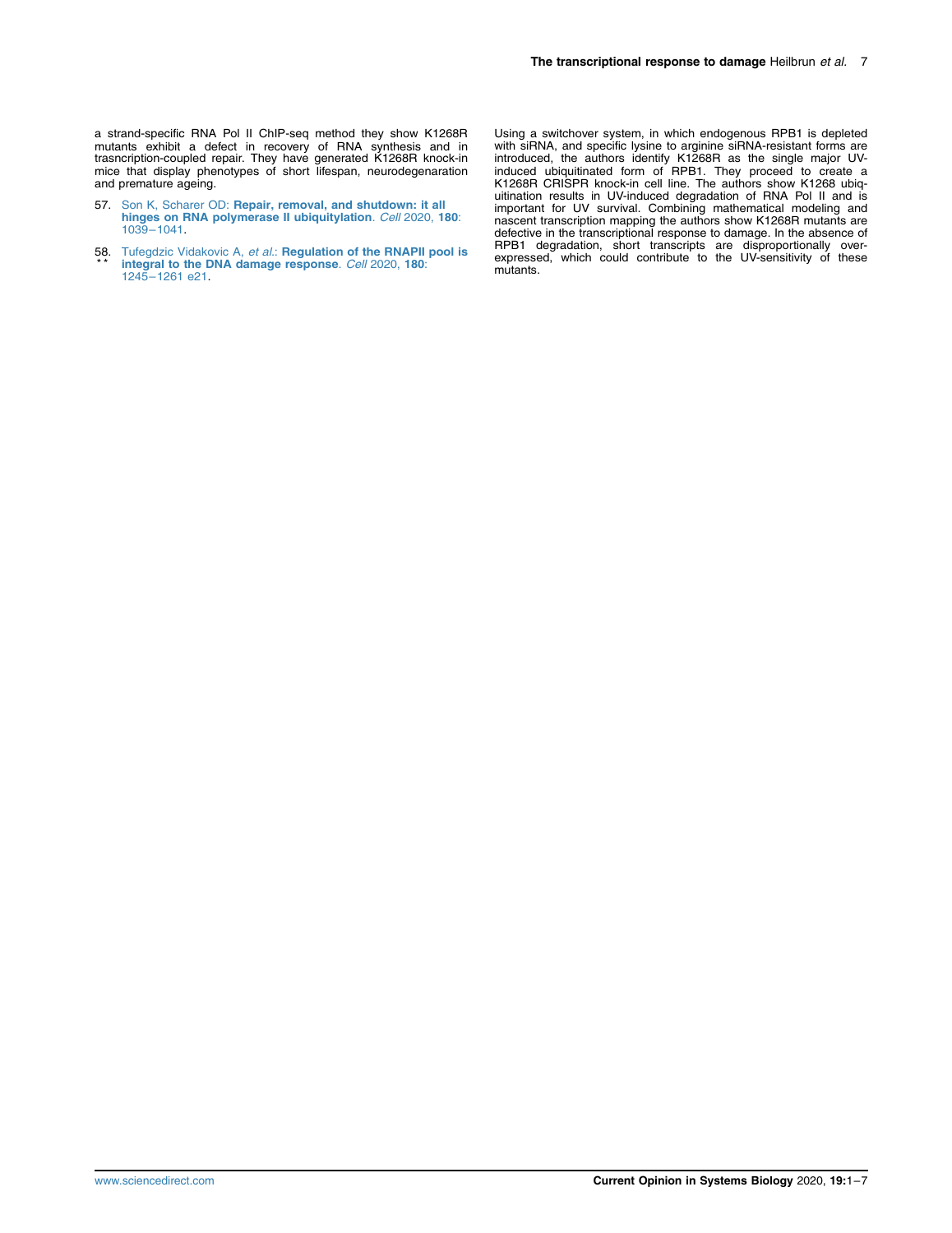a strand-specific RNA Pol II ChIP-seq method they show K1268R mutants exhibit a defect in recovery of RNA synthesis and in trasncription-coupled repair. They have generated K1268R knock-in mice that display phenotypes of short lifespan, neurodegenaration and premature ageing.

57. Son K, Scharer OD: **Repair, removal, and shutdown: it all hinges on RNA polymerase II ubiquitylation**. *Cell* 2020, **180**: 1039–1041.

58. ** Tufegdzic Vidakovic A, *et al.*: **Regulation of the RNAPII pool is integral to the DNA damage response**. *Cell* 2020, **180**: 1245–1261 e21.

Using a switchover system, in which endogenous RPB1 is depleted with siRNA, and specific lysine to arginine siRNA-resistant forms are introduced, the authors identify K1268R as the single major UV-induced ubiquitinated form of RPB1. They proceed to create a K1268R CRISPR knock-in cell line. The authors show K1268 ubiquitination results in UV-induced degradation of RNA Pol II and is important for UV survival. Combining mathematical modeling and nascent transcription mapping the authors show K1268R mutants are defective in the transcriptional response to damage. In the absence of RPB1 degradation, short transcripts are disproportionally over-expressed, which could contribute to the UV-sensitivity of these mutants.